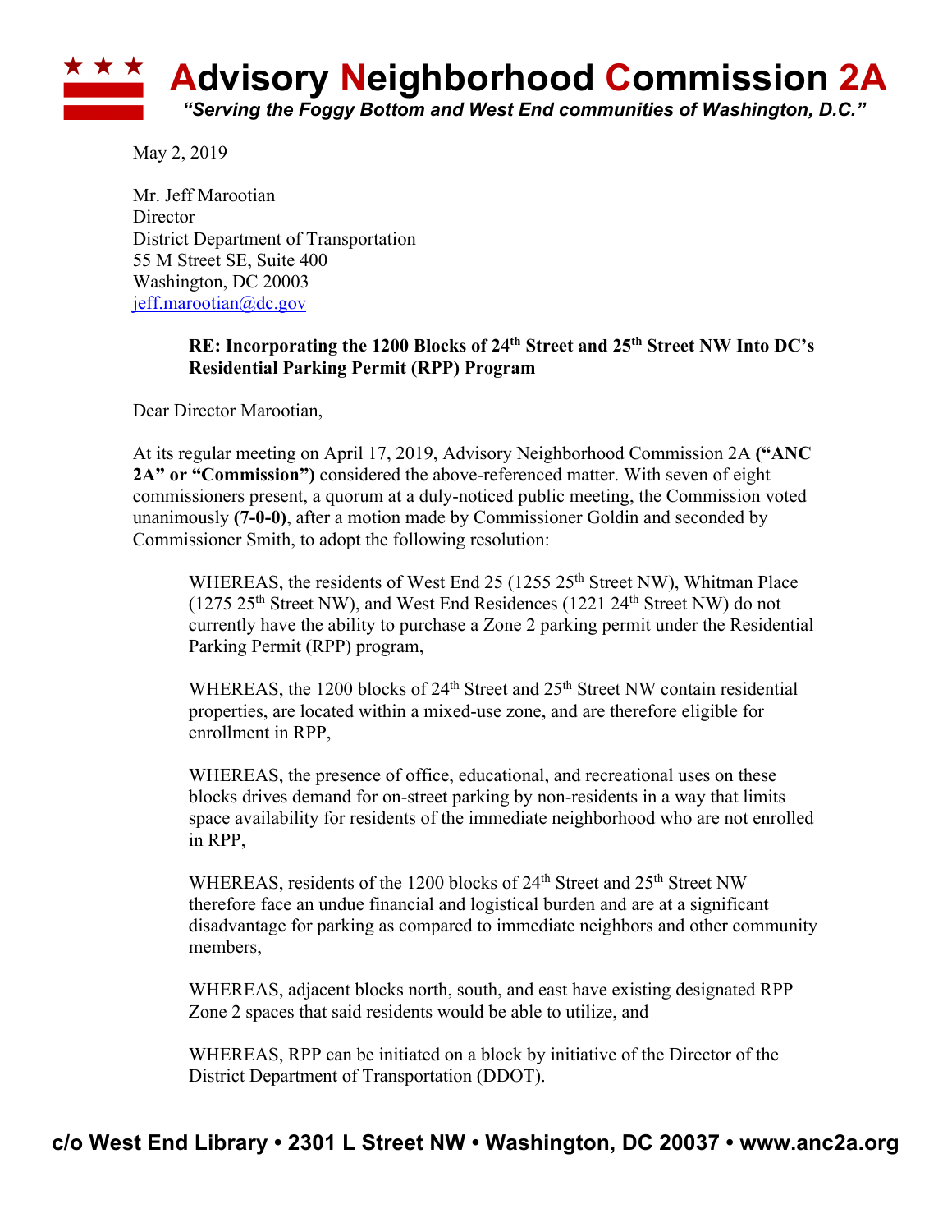# Advisory Neighborhood Commission 2A

*"Serving the Foggy Bottom and West End communities of Washington, D.C."*

May 2, 2019

Mr. Jeff Marootian
Director
District Department of Transportation
55 M Street SE, Suite 400
Washington, DC 20003
jeff.marootian@dc.gov

**RE: Incorporating the 1200 Blocks of 24th Street and 25th Street NW Into DC's Residential Parking Permit (RPP) Program**

Dear Director Marootian,

At its regular meeting on April 17, 2019, Advisory Neighborhood Commission 2A **("ANC 2A" or "Commission")** considered the above-referenced matter. With seven of eight commissioners present, a quorum at a duly-noticed public meeting, the Commission voted unanimously **(7-0-0)**, after a motion made by Commissioner Goldin and seconded by Commissioner Smith, to adopt the following resolution:

> WHEREAS, the residents of West End 25 (1255 25th Street NW), Whitman Place (1275 25th Street NW), and West End Residences (1221 24th Street NW) do not currently have the ability to purchase a Zone 2 parking permit under the Residential Parking Permit (RPP) program,
>
> WHEREAS, the 1200 blocks of 24th Street and 25th Street NW contain residential properties, are located within a mixed-use zone, and are therefore eligible for enrollment in RPP,
>
> WHEREAS, the presence of office, educational, and recreational uses on these blocks drives demand for on-street parking by non-residents in a way that limits space availability for residents of the immediate neighborhood who are not enrolled in RPP,
>
> WHEREAS, residents of the 1200 blocks of 24th Street and 25th Street NW therefore face an undue financial and logistical burden and are at a significant disadvantage for parking as compared to immediate neighbors and other community members,
>
> WHEREAS, adjacent blocks north, south, and east have existing designated RPP Zone 2 spaces that said residents would be able to utilize, and
>
> WHEREAS, RPP can be initiated on a block by initiative of the Director of the District Department of Transportation (DDOT).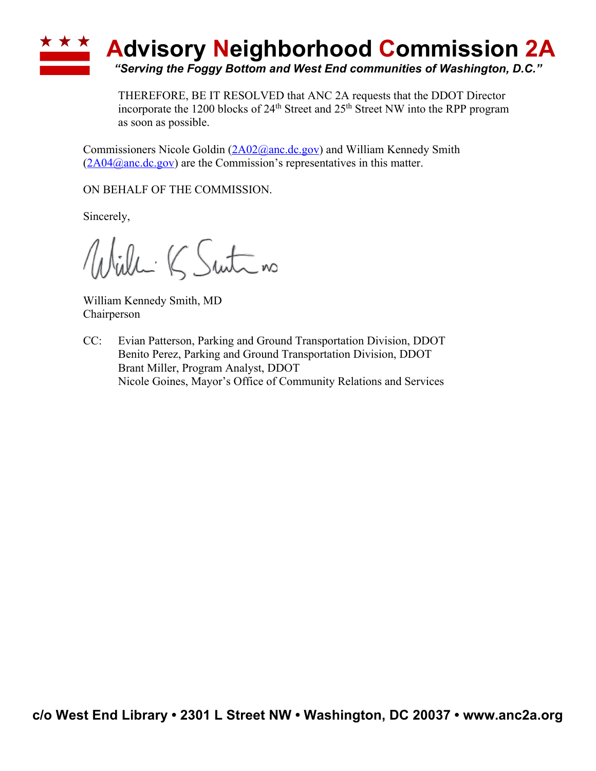THEREFORE, BE IT RESOLVED that ANC 2A requests that the DDOT Director incorporate the 1200 blocks of 24th Street and 25th Street NW into the RPP program as soon as possible.

Commissioners Nicole Goldin (2A02@anc.dc.gov) and William Kennedy Smith (2A04@anc.dc.gov) are the Commission's representatives in this matter.

ON BEHALF OF THE COMMISSION.

Sincerely,

William Kennedy Smith, MD
Chairperson

CC: Evian Patterson, Parking and Ground Transportation Division, DDOT
Benito Perez, Parking and Ground Transportation Division, DDOT
Brant Miller, Program Analyst, DDOT
Nicole Goines, Mayor's Office of Community Relations and Services